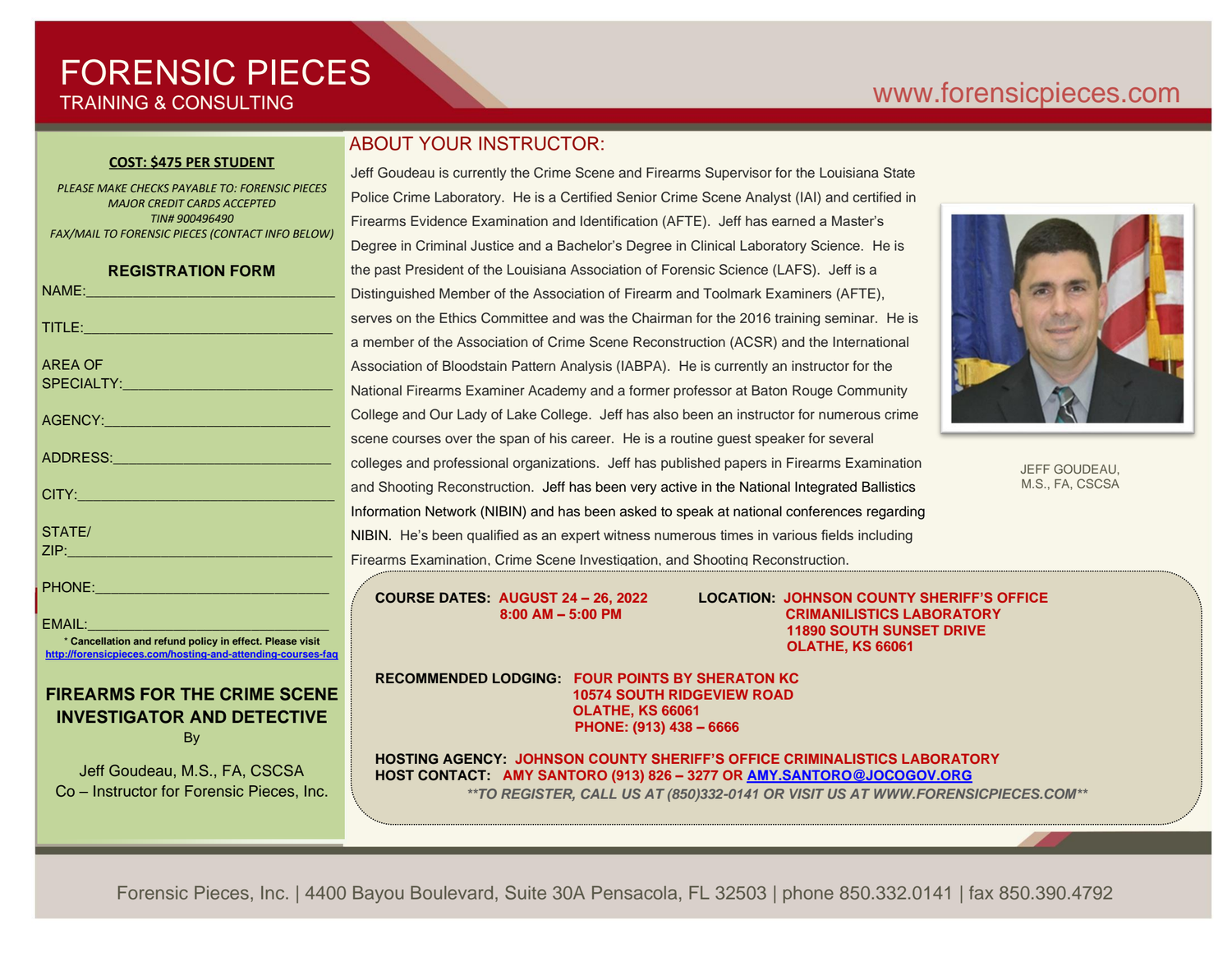# FORENSIC PIECES

TRAINING & CONSULTING

www.forensicpieces.com

**COST: $475 PER STUDENT**

*PLEASE MAKE CHECKS PAYABLE TO: FORENSIC PIECES*
*MAJOR CREDIT CARDS ACCEPTED*
*TIN# 900496490*
*FAX/MAIL TO FORENSIC PIECES (CONTACT INFO BELOW)*

## REGISTRATION FORM

NAME:_______________________________

TITLE:_______________________________

AREA OF SPECIALTY:_______________________________

AGENCY:_______________________________

ADDRESS:_______________________________

CITY:_______________________________

STATE/ ZIP:_______________________________

PHONE:_______________________________

EMAIL:_______________________________

\* Cancellation and refund policy in effect. Please visit http://forensicpieces.com/hosting-and-attending-courses-faq

## FIREARMS FOR THE CRIME SCENE INVESTIGATOR AND DETECTIVE

By

Jeff Goudeau, M.S., FA, CSCSA
Co – Instructor for Forensic Pieces, Inc.

## ABOUT YOUR INSTRUCTOR:

Jeff Goudeau is currently the Crime Scene and Firearms Supervisor for the Louisiana State Police Crime Laboratory. He is a Certified Senior Crime Scene Analyst (IAI) and certified in Firearms Evidence Examination and Identification (AFTE). Jeff has earned a Master's Degree in Criminal Justice and a Bachelor's Degree in Clinical Laboratory Science. He is the past President of the Louisiana Association of Forensic Science (LAFS). Jeff is a Distinguished Member of the Association of Firearm and Toolmark Examiners (AFTE), serves on the Ethics Committee and was the Chairman for the 2016 training seminar. He is a member of the Association of Crime Scene Reconstruction (ACSR) and the International Association of Bloodstain Pattern Analysis (IABPA). He is currently an instructor for the National Firearms Examiner Academy and a former professor at Baton Rouge Community College and Our Lady of Lake College. Jeff has also been an instructor for numerous crime scene courses over the span of his career. He is a routine guest speaker for several colleges and professional organizations. Jeff has published papers in Firearms Examination and Shooting Reconstruction. Jeff has been very active in the National Integrated Ballistics Information Network (NIBIN) and has been asked to speak at national conferences regarding NIBIN. He's been qualified as an expert witness numerous times in various fields including Firearms Examination, Crime Scene Investigation, and Shooting Reconstruction.

JEFF GOUDEAU, M.S., FA, CSCSA

**COURSE DATES:** **AUGUST 24 – 26, 2022**
**8:00 AM – 5:00 PM**

**LOCATION:** **JOHNSON COUNTY SHERIFF'S OFFICE CRIMANILISTICS LABORATORY**
**11890 SOUTH SUNSET DRIVE**
**OLATHE, KS 66061**

**RECOMMENDED LODGING:** **FOUR POINTS BY SHERATON KC**
**10574 SOUTH RIDGEVIEW ROAD**
**OLATHE, KS 66061**
**PHONE: (913) 438 – 6666**

**HOSTING AGENCY:** **JOHNSON COUNTY SHERIFF'S OFFICE CRIMINALISTICS LABORATORY**
**HOST CONTACT:** **AMY SANTORO (913) 826 – 3277 OR AMY.SANTORO@JOCOGOV.ORG**

***\*\*TO REGISTER, CALL US AT (850)332-0141 OR VISIT US AT WWW.FORENSICPIECES.COM\*\****

Forensic Pieces, Inc. | 4400 Bayou Boulevard, Suite 30A Pensacola, FL 32503 | phone 850.332.0141 | fax 850.390.4792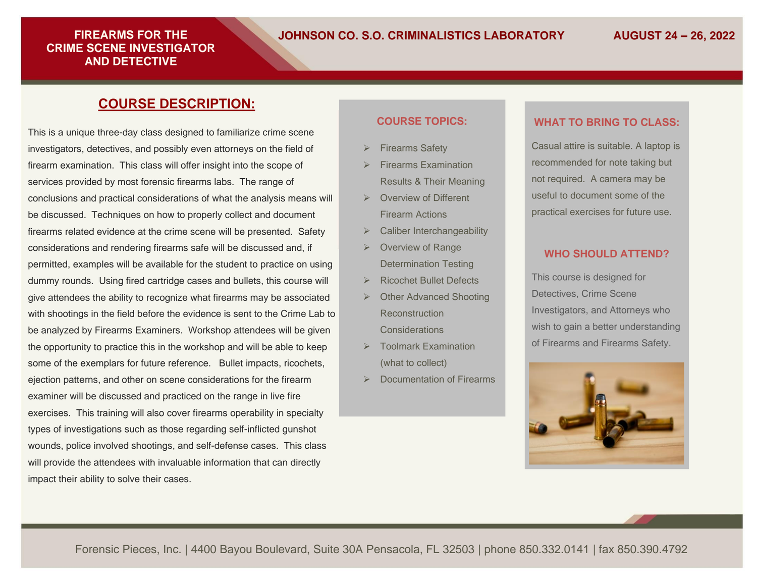# FIREARMS FOR THE CRIME SCENE INVESTIGATOR AND DETECTIVE

**JOHNSON CO. S.O. CRIMINALISTICS LABORATORY**

**AUGUST 24 – 26, 2022**

## COURSE DESCRIPTION:

This is a unique three-day class designed to familiarize crime scene investigators, detectives, and possibly even attorneys on the field of firearm examination. This class will offer insight into the scope of services provided by most forensic firearms labs. The range of conclusions and practical considerations of what the analysis means will be discussed. Techniques on how to properly collect and document firearms related evidence at the crime scene will be presented. Safety considerations and rendering firearms safe will be discussed and, if permitted, examples will be available for the student to practice on using dummy rounds. Using fired cartridge cases and bullets, this course will give attendees the ability to recognize what firearms may be associated with shootings in the field before the evidence is sent to the Crime Lab to be analyzed by Firearms Examiners. Workshop attendees will be given the opportunity to practice this in the workshop and will be able to keep some of the exemplars for future reference. Bullet impacts, ricochets, ejection patterns, and other on scene considerations for the firearm examiner will be discussed and practiced on the range in live fire exercises. This training will also cover firearms operability in specialty types of investigations such as those regarding self-inflicted gunshot wounds, police involved shootings, and self-defense cases. This class will provide the attendees with invaluable information that can directly impact their ability to solve their cases.

### COURSE TOPICS:

- Firearms Safety
- Firearms Examination Results & Their Meaning
- Overview of Different Firearm Actions
- Caliber Interchangeability
- Overview of Range Determination Testing
- Ricochet Bullet Defects
- Other Advanced Shooting Reconstruction Considerations
- Toolmark Examination (what to collect)
- Documentation of Firearms

### WHAT TO BRING TO CLASS:

Casual attire is suitable. A laptop is recommended for note taking but not required. A camera may be useful to document some of the practical exercises for future use.

### WHO SHOULD ATTEND?

This course is designed for Detectives, Crime Scene Investigators, and Attorneys who wish to gain a better understanding of Firearms and Firearms Safety.

Forensic Pieces, Inc. | 4400 Bayou Boulevard, Suite 30A Pensacola, FL 32503 | phone 850.332.0141 | fax 850.390.4792